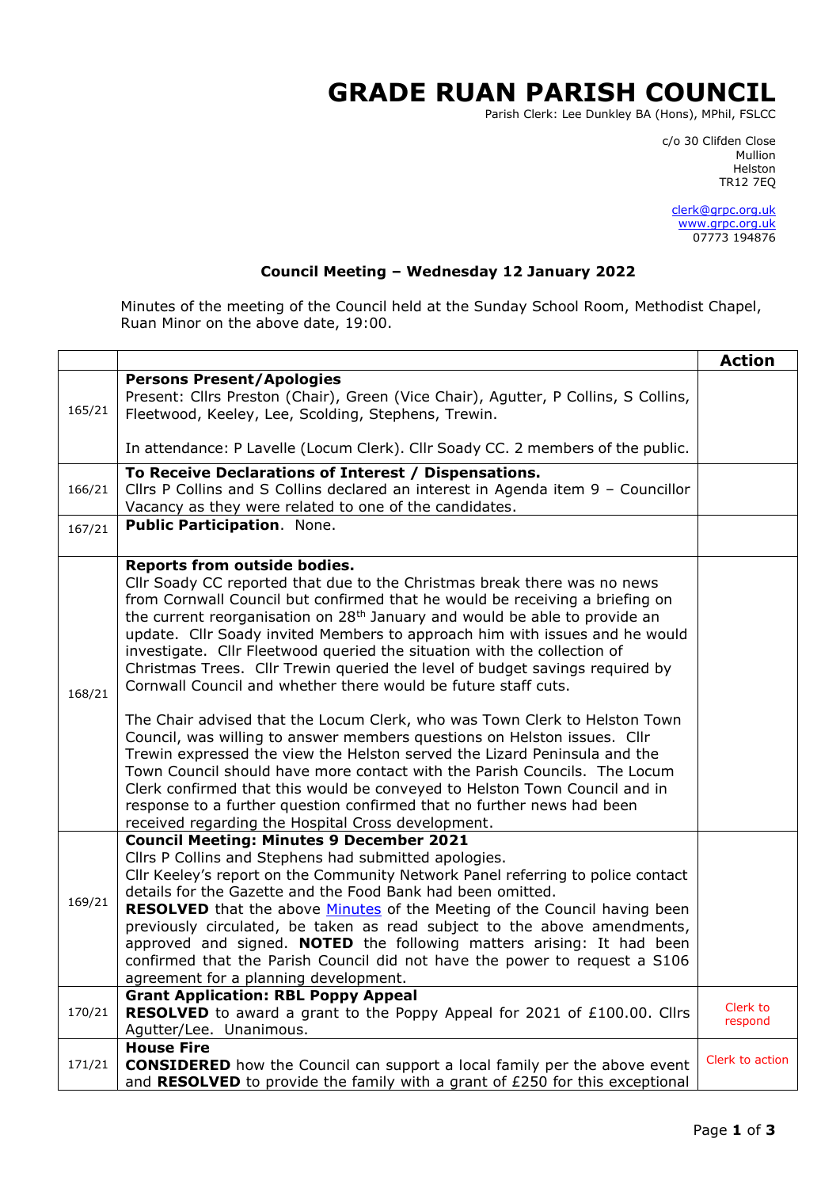# GRADE RUAN PARISH COUNCIL

Parish Clerk: Lee Dunkley BA (Hons), MPhil, FSLCC

c/o 30 Clifden Close
Mullion
Helston
TR12 7EQ

clerk@grpc.org.uk
www.grpc.org.uk
07773 194876

## Council Meeting – Wednesday 12 January 2022

Minutes of the meeting of the Council held at the Sunday School Room, Methodist Chapel, Ruan Minor on the above date, 19:00.

| | | Action |
|---|---|---|
| 165/21 | **Persons Present/Apologies**<br>Present: Cllrs Preston (Chair), Green (Vice Chair), Agutter, P Collins, S Collins, Fleetwood, Keeley, Lee, Scolding, Stephens, Trewin.<br><br>In attendance: P Lavelle (Locum Clerk). Cllr Soady CC. 2 members of the public. | |
| 166/21 | **To Receive Declarations of Interest / Dispensations.**<br>Cllrs P Collins and S Collins declared an interest in Agenda item 9 – Councillor Vacancy as they were related to one of the candidates. | |
| 167/21 | **Public Participation**. None. | |
| 168/21 | **Reports from outside bodies.**<br>Cllr Soady CC reported that due to the Christmas break there was no news from Cornwall Council but confirmed that he would be receiving a briefing on the current reorganisation on 28th January and would be able to provide an update. Cllr Soady invited Members to approach him with issues and he would investigate. Cllr Fleetwood queried the situation with the collection of Christmas Trees. Cllr Trewin queried the level of budget savings required by Cornwall Council and whether there would be future staff cuts.<br><br>The Chair advised that the Locum Clerk, who was Town Clerk to Helston Town Council, was willing to answer members questions on Helston issues. Cllr Trewin expressed the view the Helston served the Lizard Peninsula and the Town Council should have more contact with the Parish Councils. The Locum Clerk confirmed that this would be conveyed to Helston Town Council and in response to a further question confirmed that no further news had been received regarding the Hospital Cross development. | |
| 169/21 | **Council Meeting: Minutes 9 December 2021**<br>Cllrs P Collins and Stephens had submitted apologies.<br>Cllr Keeley's report on the Community Network Panel referring to police contact details for the Gazette and the Food Bank had been omitted.<br>**RESOLVED** that the above Minutes of the Meeting of the Council having been previously circulated, be taken as read subject to the above amendments, approved and signed. **NOTED** the following matters arising: It had been confirmed that the Parish Council did not have the power to request a S106 agreement for a planning development. | |
| 170/21 | **Grant Application: RBL Poppy Appeal**<br>**RESOLVED** to award a grant to the Poppy Appeal for 2021 of £100.00. Cllrs Agutter/Lee. Unanimous. | Clerk to respond |
| 171/21 | **House Fire**<br>**CONSIDERED** how the Council can support a local family per the above event and **RESOLVED** to provide the family with a grant of £250 for this exceptional | Clerk to action |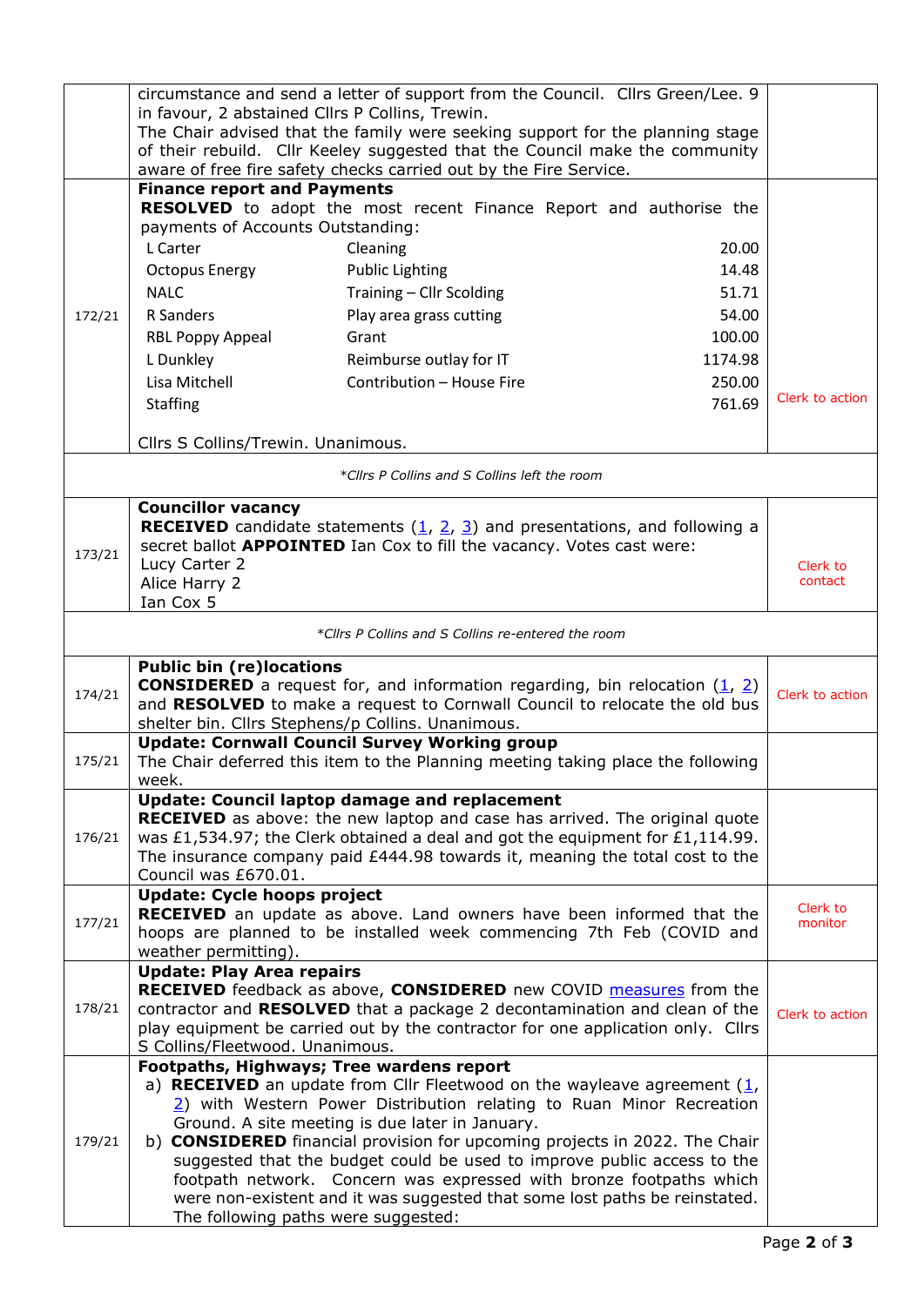| | | |
|---|---|---|
| | circumstance and send a letter of support from the Council. Cllrs Green/Lee. 9 in favour, 2 abstained Cllrs P Collins, Trewin.<br>The Chair advised that the family were seeking support for the planning stage of their rebuild. Cllr Keeley suggested that the Council make the community aware of free fire safety checks carried out by the Fire Service. | |
| 172/21 | **Finance report and Payments**<br>**RESOLVED** to adopt the most recent Finance Report and authorise the payments of Accounts Outstanding:<br>L Carter — Cleaning — 20.00<br>Octopus Energy — Public Lighting — 14.48<br>NALC — Training – Cllr Scolding — 51.71<br>R Sanders — Play area grass cutting — 54.00<br>RBL Poppy Appeal — Grant — 100.00<br>L Dunkley — Reimburse outlay for IT — 1174.98<br>Lisa Mitchell — Contribution – House Fire — 250.00<br>Staffing — 761.69<br><br>Cllrs S Collins/Trewin. Unanimous. | Clerk to action |
| | *\*Cllrs P Collins and S Collins left the room* | |
| 173/21 | **Councillor vacancy**<br>**RECEIVED** candidate statements (1, 2, 3) and presentations, and following a secret ballot **APPOINTED** Ian Cox to fill the vacancy. Votes cast were:<br>Lucy Carter 2<br>Alice Harry 2<br>Ian Cox 5 | Clerk to contact |
| | *\*Cllrs P Collins and S Collins re-entered the room* | |
| 174/21 | **Public bin (re)locations**<br>**CONSIDERED** a request for, and information regarding, bin relocation (1, 2) and **RESOLVED** to make a request to Cornwall Council to relocate the old bus shelter bin. Cllrs Stephens/p Collins. Unanimous. | Clerk to action |
| 175/21 | **Update: Cornwall Council Survey Working group**<br>The Chair deferred this item to the Planning meeting taking place the following week. | |
| 176/21 | **Update: Council laptop damage and replacement**<br>**RECEIVED** as above: the new laptop and case has arrived. The original quote was £1,534.97; the Clerk obtained a deal and got the equipment for £1,114.99. The insurance company paid £444.98 towards it, meaning the total cost to the Council was £670.01. | |
| 177/21 | **Update: Cycle hoops project**<br>**RECEIVED** an update as above. Land owners have been informed that the hoops are planned to be installed week commencing 7th Feb (COVID and weather permitting). | Clerk to monitor |
| 178/21 | **Update: Play Area repairs**<br>**RECEIVED** feedback as above, **CONSIDERED** new COVID measures from the contractor and **RESOLVED** that a package 2 decontamination and clean of the play equipment be carried out by the contractor for one application only. Cllrs S Collins/Fleetwood. Unanimous. | Clerk to action |
| 179/21 | **Footpaths, Highways; Tree wardens report**<br>a) **RECEIVED** an update from Cllr Fleetwood on the wayleave agreement (1, 2) with Western Power Distribution relating to Ruan Minor Recreation Ground. A site meeting is due later in January.<br>b) **CONSIDERED** financial provision for upcoming projects in 2022. The Chair suggested that the budget could be used to improve public access to the footpath network. Concern was expressed with bronze footpaths which were non-existent and it was suggested that some lost paths be reinstated. The following paths were suggested: | |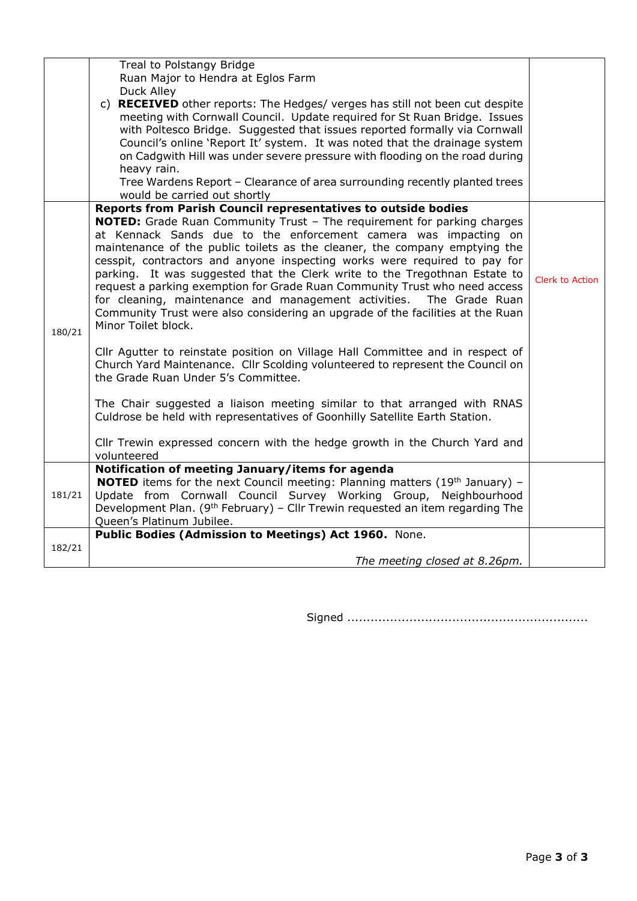| | | |
|---|---|---|
| | Treal to Polstangy Bridge<br>Ruan Major to Hendra at Eglos Farm<br>Duck Alley<br>c) **RECEIVED** other reports: The Hedges/ verges has still not been cut despite meeting with Cornwall Council. Update required for St Ruan Bridge. Issues with Poltesco Bridge. Suggested that issues reported formally via Cornwall Council's online 'Report It' system. It was noted that the drainage system on Cadgwith Hill was under severe pressure with flooding on the road during heavy rain.<br>Tree Wardens Report – Clearance of area surrounding recently planted trees would be carried out shortly | |
| 180/21 | **Reports from Parish Council representatives to outside bodies**<br>**NOTED:** Grade Ruan Community Trust – The requirement for parking charges at Kennack Sands due to the enforcement camera was impacting on maintenance of the public toilets as the cleaner, the company emptying the cesspit, contractors and anyone inspecting works were required to pay for parking. It was suggested that the Clerk write to the Tregothnan Estate to request a parking exemption for Grade Ruan Community Trust who need access for cleaning, maintenance and management activities. The Grade Ruan Community Trust were also considering an upgrade of the facilities at the Ruan Minor Toilet block.<br><br>Cllr Agutter to reinstate position on Village Hall Committee and in respect of Church Yard Maintenance. Cllr Scolding volunteered to represent the Council on the Grade Ruan Under 5's Committee.<br><br>The Chair suggested a liaison meeting similar to that arranged with RNAS Culdrose be held with representatives of Goonhilly Satellite Earth Station.<br><br>Cllr Trewin expressed concern with the hedge growth in the Church Yard and volunteered | Clerk to Action |
| 181/21 | **Notification of meeting January/items for agenda**<br>**NOTED** items for the next Council meeting: Planning matters (19th January) – Update from Cornwall Council Survey Working Group, Neighbourhood Development Plan. (9th February) – Cllr Trewin requested an item regarding The Queen's Platinum Jubilee. | |
| 182/21 | **Public Bodies (Admission to Meetings) Act 1960.** None.<br><br>*The meeting closed at 8.26pm.* | |

Signed .............................................................